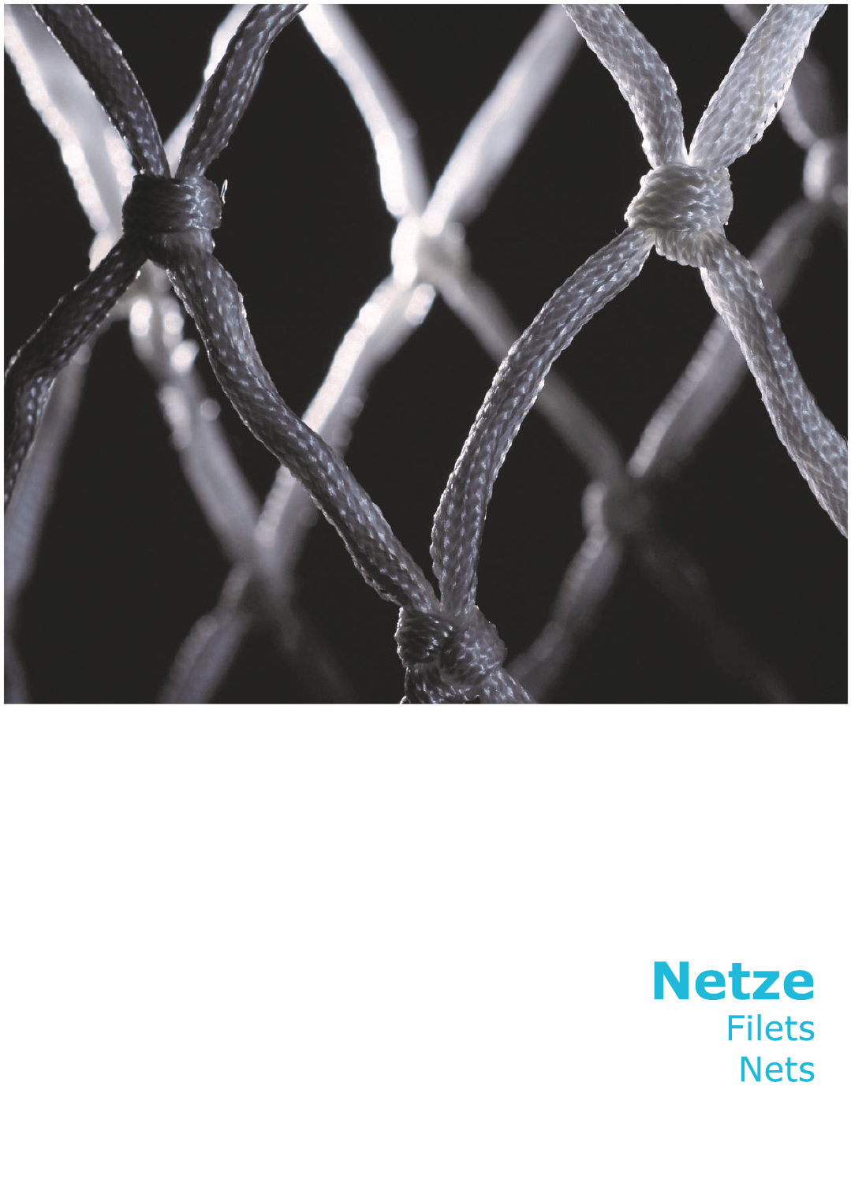# Netze

Filets

Nets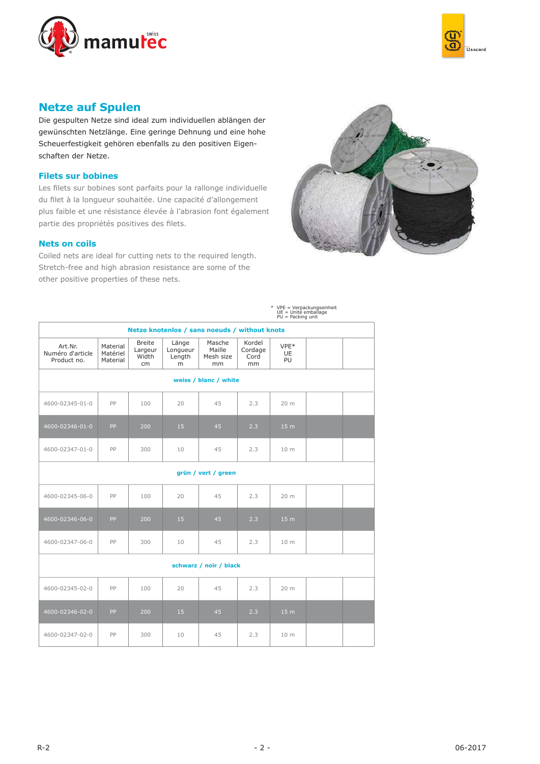## Netze auf Spulen

Die gespulten Netze sind ideal zum individuellen ablängen der gewünschten Netzlänge. Eine geringe Dehnung und eine hohe Scheuerfestigkeit gehören ebenfalls zu den positiven Eigenschaften der Netze.

### Filets sur bobines

Les filets sur bobines sont parfaits pour la rallonge individuelle du filet à la longueur souhaitée. Une capacité d'allongement plus faible et une résistance élevée à l'abrasion font également partie des propriétés positives des filets.

### Nets on coils

Coiled nets are ideal for cutting nets to the required length. Stretch-free and high abrasion resistance are some of the other positive properties of these nets.

\* VPE = Verpackungseinheit
UE = Unité emballage
PU = Packing unit

**Netze knotenlos / sans noeuds / without knots**

| Art.Nr. Numéro d'article Product no. | Material Matériel Material | Breite Largeur Width cm | Länge Longueur Length m | Masche Maille Mesh size mm | Kordel Cordage Cord mm | VPE* UE PU | | |
|---|---|---|---|---|---|---|---|---|
| **weiss / blanc / white** | | | | | | | | |
| 4600-02345-01-0 | PP | 100 | 20 | 45 | 2.3 | 20 m | | |
| 4600-02346-01-0 | PP | 200 | 15 | 45 | 2.3 | 15 m | | |
| 4600-02347-01-0 | PP | 300 | 10 | 45 | 2.3 | 10 m | | |
| **grün / vert / green** | | | | | | | | |
| 4600-02345-06-0 | PP | 100 | 20 | 45 | 2.3 | 20 m | | |
| 4600-02346-06-0 | PP | 200 | 15 | 45 | 2.3 | 15 m | | |
| 4600-02347-06-0 | PP | 300 | 10 | 45 | 2.3 | 10 m | | |
| **schwarz / noir / black** | | | | | | | | |
| 4600-02345-02-0 | PP | 100 | 20 | 45 | 2.3 | 20 m | | |
| 4600-02346-02-0 | PP | 200 | 15 | 45 | 2.3 | 15 m | | |
| 4600-02347-02-0 | PP | 300 | 10 | 45 | 2.3 | 10 m | | |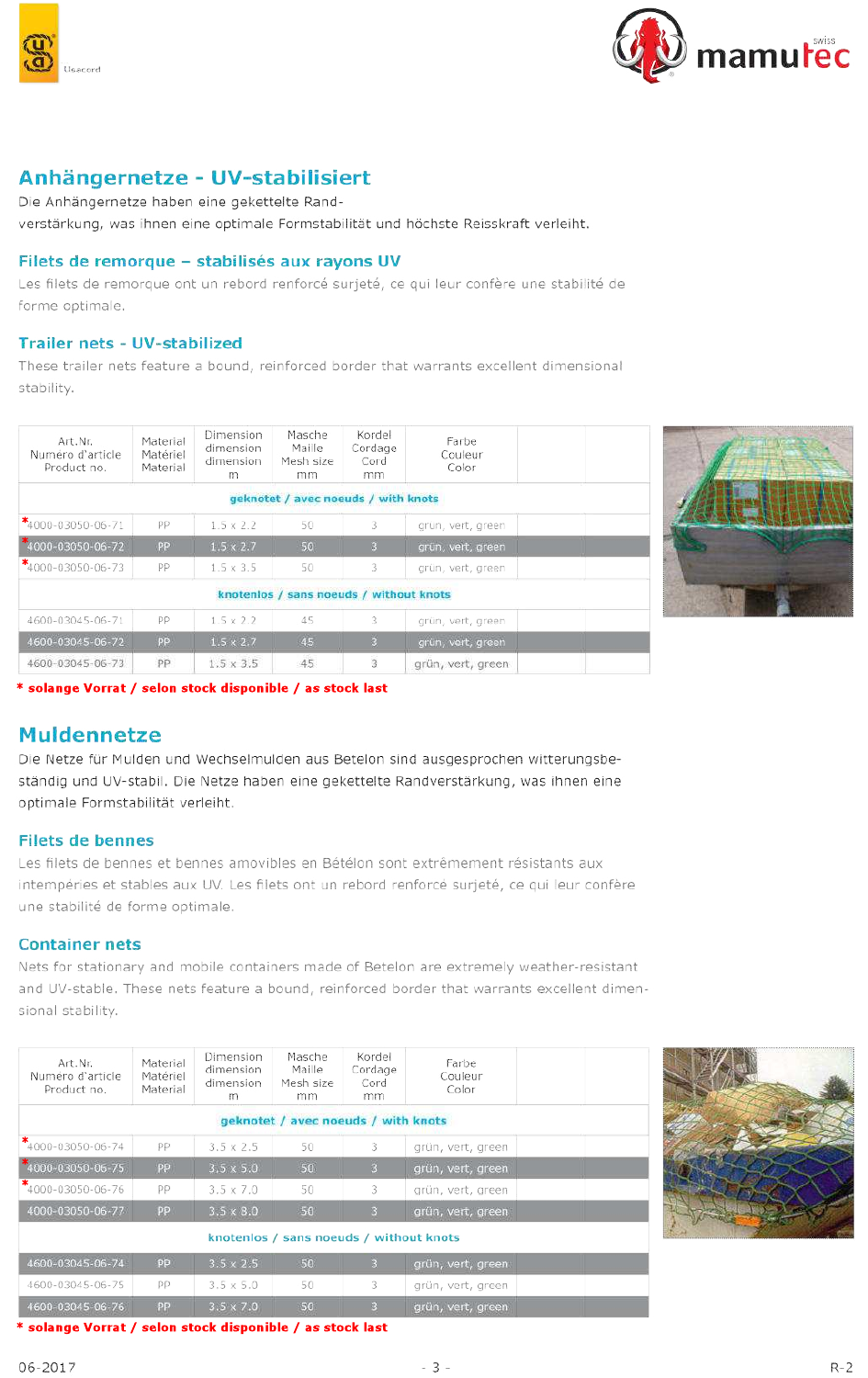## Anhängernetze - UV-stabilisiert

Die Anhängernetze haben eine gekettelte Rand-verstärkung, was ihnen eine optimale Formstabilität und höchste Reisskraft verleiht.

## Filets de remorque – stabilisés aux rayons UV

Les filets de remorque ont un rebord renforcé surjeté, ce qui leur confère une stabilité de forme optimale.

## Trailer nets - UV-stabilized

These trailer nets feature a bound, reinforced border that warrants excellent dimensional stability.

| Art.Nr. Numéro d'article Product no. | Material Matériel Material | Dimension dimension dimension m | Masche Maille Mesh size mm | Kordel Cordage Cord mm | Farbe Couleur Color |
|---|---|---|---|---|---|
| **geknotet / avec noeuds / with knots** | | | | | |
| *4000-03050-06-71 | PP | 1.5 x 2.2 | 50 | 3 | grün, vert, green |
| *4000-03050-06-72 | PP | 1.5 x 2.7 | 50 | 3 | grün, vert, green |
| *4000-03050-06-73 | PP | 1.5 x 3.5 | 50 | 3 | grün, vert, green |
| **knotenlos / sans noeuds / without knots** | | | | | |
| 4600-03045-06-71 | PP | 1.5 x 2.2 | 45 | 3 | grün, vert, green |
| 4600-03045-06-72 | PP | 1.5 x 2.7 | 45 | 3 | grün, vert, green |
| 4600-03045-06-73 | PP | 1.5 x 3.5 | 45 | 3 | grün, vert, green |

**\* solange Vorrat / selon stock disponible / as stock last**

## Muldennetze

Die Netze für Mulden und Wechselmulden aus Betelon sind ausgesprochen witterungsbe-ständig und UV-stabil. Die Netze haben eine gekettelte Randverstärkung, was ihnen eine optimale Formstabilität verleiht.

## Filets de bennes

Les filets de bennes et bennes amovibles en Bételon sont extrêmement résistants aux intempéries et stables aux UV. Les filets ont un rebord renforcé surjeté, ce qui leur confère une stabilité de forme optimale.

## Container nets

Nets for stationary and mobile containers made of Betelon are extremely weather-resistant and UV-stable. These nets feature a bound, reinforced border that warrants excellent dimen-sional stability.

| Art.Nr. Numéro d'article Product no. | Material Matériel Material | Dimension dimension dimension m | Masche Maille Mesh size mm | Kordel Cordage Cord mm | Farbe Couleur Color |
|---|---|---|---|---|---|
| **geknotet / avec noeuds / with knots** | | | | | |
| *4000-03050-06-74 | PP | 3.5 x 2.5 | 50 | 3 | grün, vert, green |
| *4000-03050-06-75 | PP | 3.5 x 5.0 | 50 | 3 | grün, vert, green |
| *4000-03050-06-76 | PP | 3.5 x 7.0 | 50 | 3 | grün, vert, green |
| 4000-03050-06-77 | PP | 3.5 x 8.0 | 50 | 3 | grün, vert, green |
| **knotenlos / sans noeuds / without knots** | | | | | |
| 4600-03045-06-74 | PP | 3.5 x 2.5 | 50 | 3 | grün, vert, green |
| 4600-03045-06-75 | PP | 3.5 x 5.0 | 50 | 3 | grün, vert, green |
| 4600-03045-06-76 | PP | 3.5 x 7.0 | 50 | 3 | grün, vert, green |

**\* solange Vorrat / selon stock disponible / as stock last**

06-2017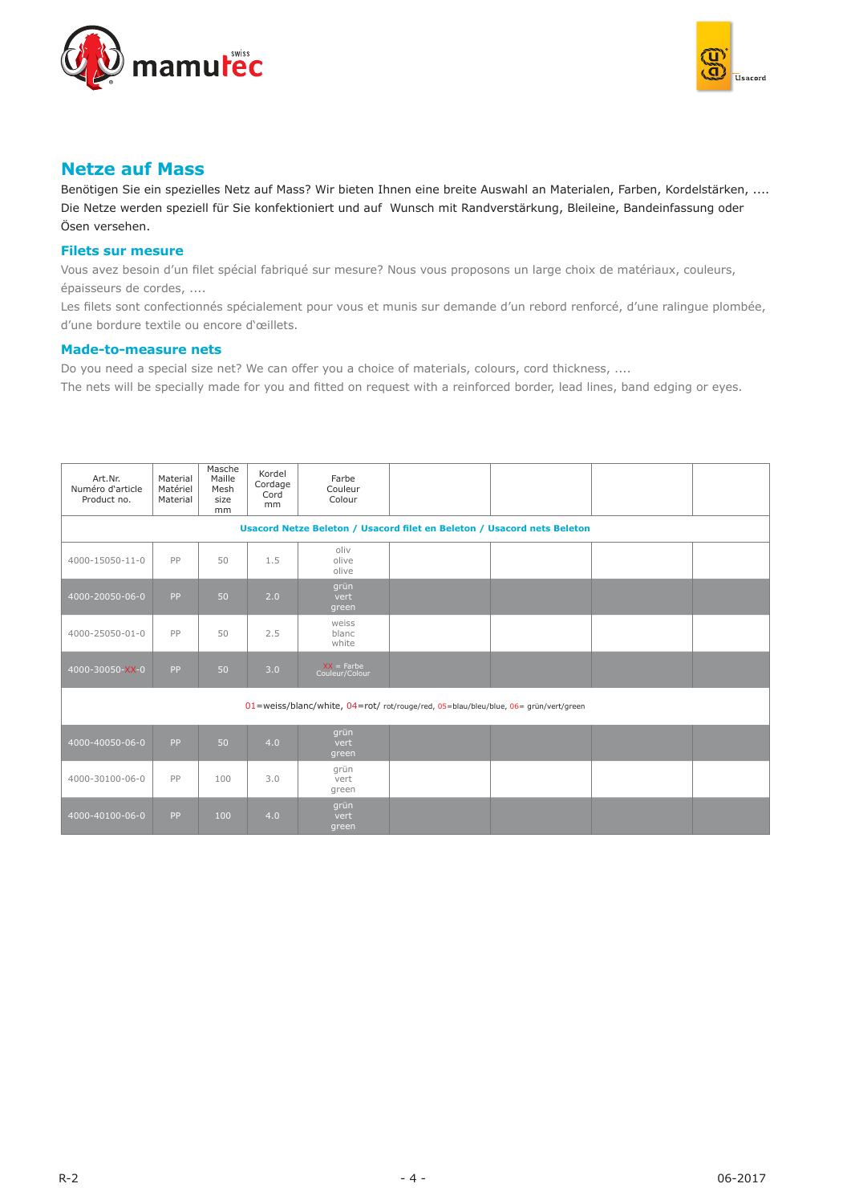## Netze auf Mass

Benötigen Sie ein spezielles Netz auf Mass? Wir bieten Ihnen eine breite Auswahl an Materialen, Farben, Kordelstärken, ....
Die Netze werden speziell für Sie konfektioniert und auf Wunsch mit Randverstärkung, Bleileine, Bandeinfassung oder Ösen versehen.

### Filets sur mesure

Vous avez besoin d'un filet spécial fabriqué sur mesure? Nous vous proposons un large choix de matériaux, couleurs, épaisseurs de cordes, ....
Les filets sont confectionnés spécialement pour vous et munis sur demande d'un rebord renforcé, d'une ralingue plombée, d'une bordure textile ou encore d'œillets.

### Made-to-measure nets

Do you need a special size net? We can offer you a choice of materials, colours, cord thickness, ....
The nets will be specially made for you and fitted on request with a reinforced border, lead lines, band edging or eyes.

| Art.Nr. Numéro d'article Product no. | Material Matériel Material | Masche Maille Mesh size mm | Kordel Cordage Cord mm | Farbe Couleur Colour | | | | |
|---|---|---|---|---|---|---|---|---|
| **Usacord Netze Beleton / Usacord filet en Beleton / Usacord nets Beleton** | | | | | | | | |
| 4000-15050-11-0 | PP | 50 | 1.5 | oliv olive olive | | | | |
| 4000-20050-06-0 | PP | 50 | 2.0 | grün vert green | | | | |
| 4000-25050-01-0 | PP | 50 | 2.5 | weiss blanc white | | | | |
| 4000-30050-XX-0 | PP | 50 | 3.0 | XX = Farbe Couleur/Colour | | | | |
| 01=weiss/blanc/white, 04=rot/ rot/rouge/red, 05=blau/bleu/blue, 06= grün/vert/green | | | | | | | | |
| 4000-40050-06-0 | PP | 50 | 4.0 | grün vert green | | | | |
| 4000-30100-06-0 | PP | 100 | 3.0 | grün vert green | | | | |
| 4000-40100-06-0 | PP | 100 | 4.0 | grün vert green | | | | |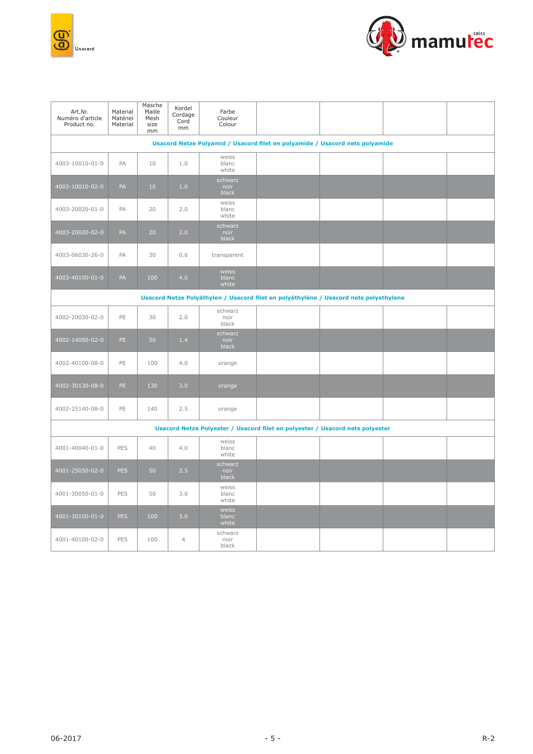| Art.Nr. Numéro d'article Product no. | Material Matériel Material | Masche Maille Mesh size mm | Kordel Cordage Cord mm | Farbe Couleur Colour | | | | |
|---|---|---|---|---|---|---|---|---|
| **Usacord Netze Polyamid / Usacord filet en polyamide / Usacord nets polyamide** | | | | | | | | |
| 4003-10010-01-0 | PA | 10 | 1.0 | weiss blanc white | | | | |
| 4003-10010-02-0 | PA | 10 | 1.0 | schwarz noir black | | | | |
| 4003-20020-01-0 | PA | 20 | 2.0 | weiss blanc white | | | | |
| 4003-20020-02-0 | PA | 20 | 2.0 | schwarz noir black | | | | |
| 4003-06030-26-0 | PA | 30 | 0.6 | transparent | | | | |
| 4003-40100-01-0 | PA | 100 | 4.0 | weiss blanc white | | | | |
| **Usacord Netze Polyäthylen / Usacord filet en polyéthylène / Usacord nets polyethylene** | | | | | | | | |
| 4002-20030-02-0 | PE | 30 | 2.0 | schwarz noir black | | | | |
| 4002-14050-02-0 | PE | 50 | 1.4 | schwarz noir black | | | | |
| 4002-40100-08-0 | PE | 100 | 4.0 | orange | | | | |
| 4002-30130-08-0 | PE | 130 | 3.0 | orange | | | | |
| 4002-25140-08-0 | PE | 140 | 2.5 | orange | | | | |
| **Usacord Netze Polyester / Usacord filet en polyester / Usacord nets polyester** | | | | | | | | |
| 4001-40040-01-0 | PES | 40 | 4.0 | weiss blanc white | | | | |
| 4001-25050-02-0 | PES | 50 | 2.5 | schwarz noir black | | | | |
| 4001-30050-01-0 | PES | 50 | 3.0 | weiss blanc white | | | | |
| 4001-30100-01-0 | PES | 100 | 3.0 | weiss blanc white | | | | |
| 4001-40100-02-0 | PES | 100 | 4 | schwarz noir black | | | | |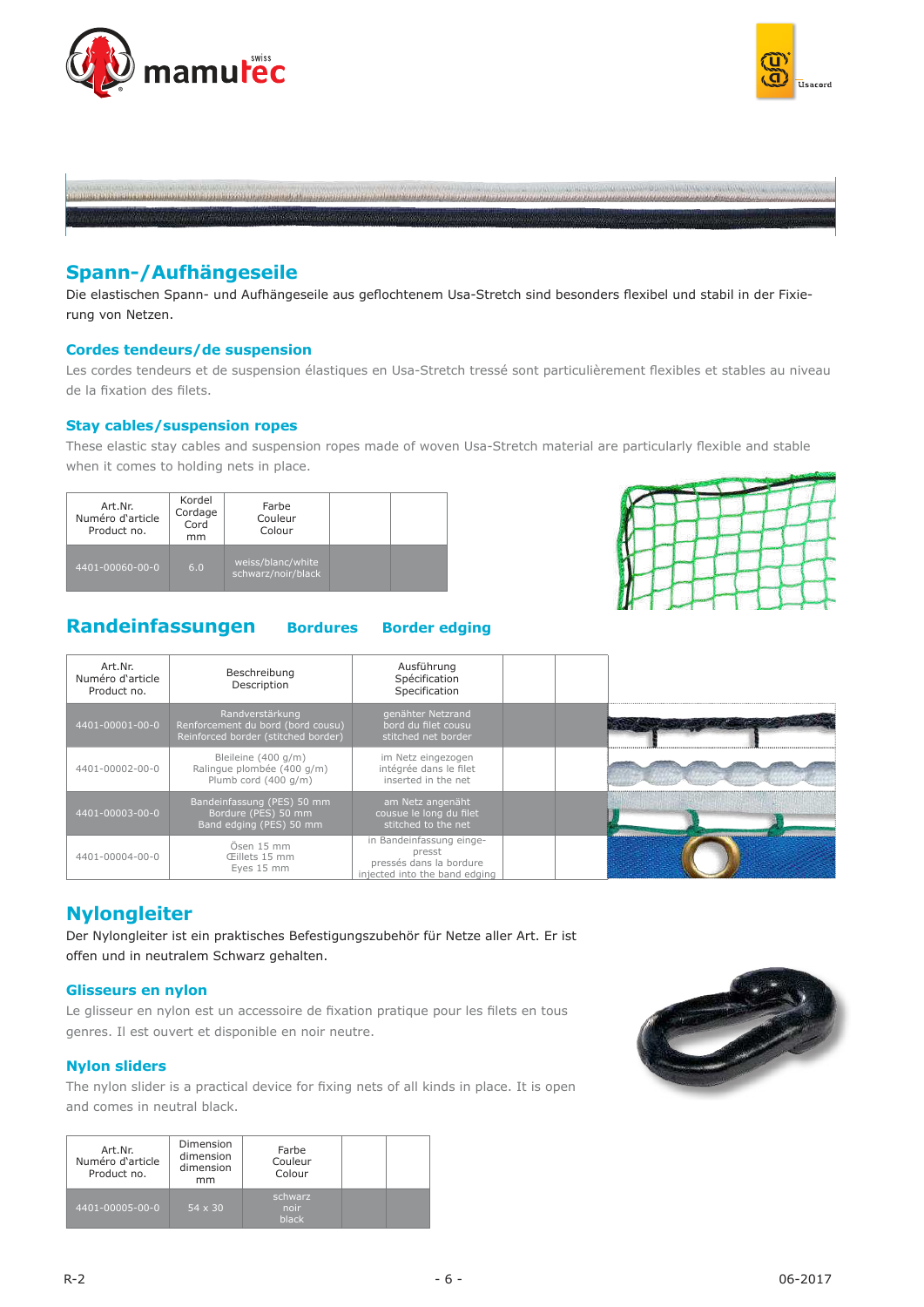## Spann-/Aufhängeseile

Die elastischen Spann- und Aufhängeseile aus geflochtenem Usa-Stretch sind besonders flexibel und stabil in der Fixierung von Netzen.

### Cordes tendeurs/de suspension

Les cordes tendeurs et de suspension élastiques en Usa-Stretch tressé sont particulièrement flexibles et stables au niveau de la fixation des filets.

### Stay cables/suspension ropes

These elastic stay cables and suspension ropes made of woven Usa-Stretch material are particularly flexible and stable when it comes to holding nets in place.

| Art.Nr. Numéro d'article Product no. | Kordel Cordage Cord mm | Farbe Couleur Colour | | |
|---|---|---|---|---|
| 4401-00060-00-0 | 6.0 | weiss/blanc/white schwarz/noir/black | | |

## Randeinfassungen   Bordures   Border edging

| Art.Nr. Numéro d'article Product no. | Beschreibung Description | Ausführung Spécification Specification | | |
|---|---|---|---|---|
| 4401-00001-00-0 | Randverstärkung Renforcement du bord (bord cousu) Reinforced border (stitched border) | genähter Netzrand bord du filet cousu stitched net border | | |
| 4401-00002-00-0 | Bleileine (400 g/m) Ralingue plombée (400 g/m) Plumb cord (400 g/m) | im Netz eingezogen intégrée dans le filet inserted in the net | | |
| 4401-00003-00-0 | Bandeinfassung (PES) 50 mm Bordure (PES) 50 mm Band edging (PES) 50 mm | am Netz angenäht cousue le long du filet stitched to the net | | |
| 4401-00004-00-0 | Ösen 15 mm Œillets 15 mm Eyes 15 mm | in Bandeinfassung eingepresst pressés dans la bordure injected into the band edging | | |

## Nylongleiter

Der Nylongleiter ist ein praktisches Befestigungszubehör für Netze aller Art. Er ist offen und in neutralem Schwarz gehalten.

### Glisseurs en nylon

Le glisseur en nylon est un accessoire de fixation pratique pour les filets en tous genres. Il est ouvert et disponible en noir neutre.

### Nylon sliders

The nylon slider is a practical device for fixing nets of all kinds in place. It is open and comes in neutral black.

| Art.Nr. Numéro d'article Product no. | Dimension dimension dimension mm | Farbe Couleur Colour | | |
|---|---|---|---|---|
| 4401-00005-00-0 | 54 x 30 | schwarz noir black | | |

R-2   06-2017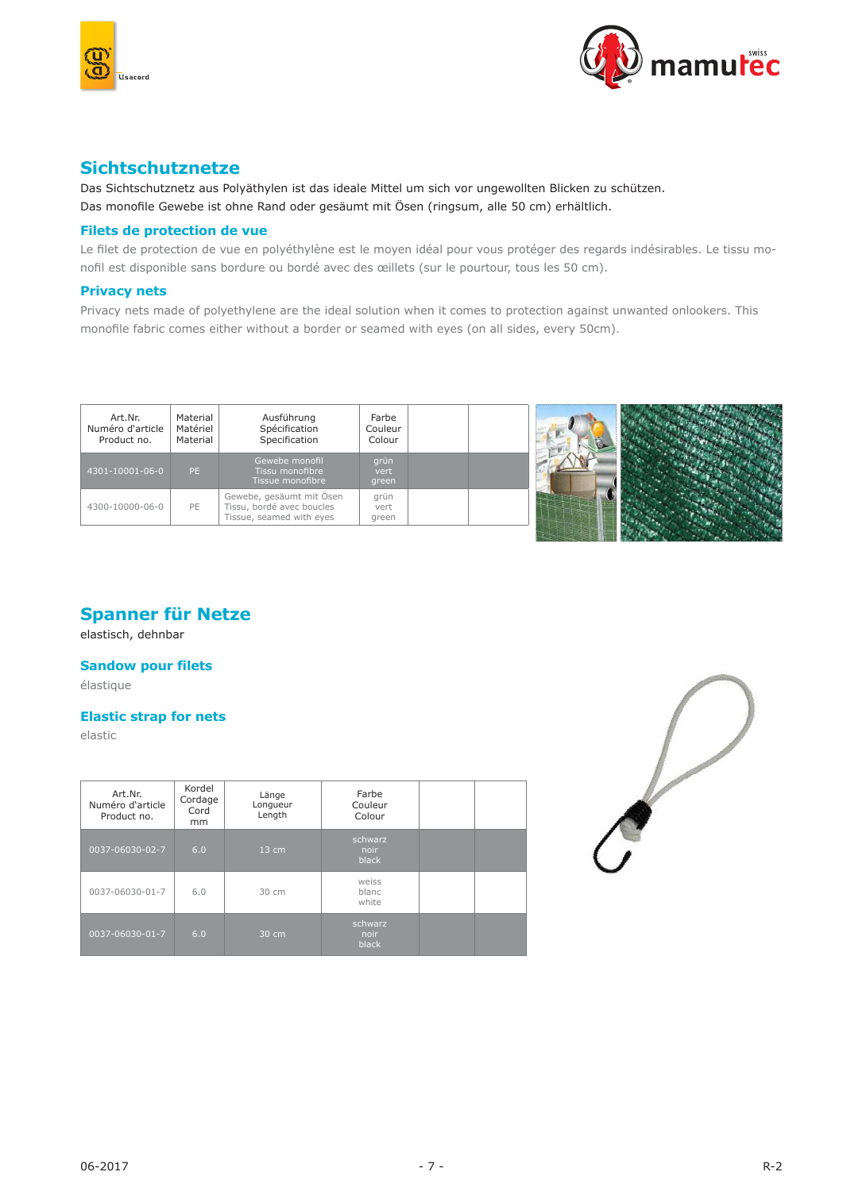## Sichtschutznetze

Das Sichtschutznetz aus Polyäthylen ist das ideale Mittel um sich vor ungewollten Blicken zu schützen.
Das monofile Gewebe ist ohne Rand oder gesäumt mit Ösen (ringsum, alle 50 cm) erhältlich.

### Filets de protection de vue

Le filet de protection de vue en polyéthylène est le moyen idéal pour vous protéger des regards indésirables. Le tissu monofil est disponible sans bordure ou bordé avec des œillets (sur le pourtour, tous les 50 cm).

### Privacy nets

Privacy nets made of polyethylene are the ideal solution when it comes to protection against unwanted onlookers. This monofile fabric comes either without a border or seamed with eyes (on all sides, every 50cm).

| Art.Nr.<br>Numéro d'article<br>Product no. | Material<br>Matériel<br>Material | Ausführung<br>Spécification<br>Specification | Farbe<br>Couleur<br>Colour | | |
|---|---|---|---|---|---|
| 4301-10001-06-0 | PE | Gewebe monofil<br>Tissu monofibre<br>Tissue monofibre | grün<br>vert<br>green | | |
| 4300-10000-06-0 | PE | Gewebe, gesäumt mit Ösen<br>Tissu, bordé avec boucles<br>Tissue, seamed with eyes | grün<br>vert<br>green | | |

## Spanner für Netze

elastisch, dehnbar

### Sandow pour filets

élastique

### Elastic strap for nets

elastic

| Art.Nr.<br>Numéro d'article<br>Product no. | Kordel<br>Cordage<br>Cord<br>mm | Länge<br>Longueur<br>Length | Farbe<br>Couleur<br>Colour | | |
|---|---|---|---|---|---|
| 0037-06030-02-7 | 6.0 | 13 cm | schwarz<br>noir<br>black | | |
| 0037-06030-01-7 | 6.0 | 30 cm | weiss<br>blanc<br>white | | |
| 0037-06030-01-7 | 6.0 | 30 cm | schwarz<br>noir<br>black | | |

06-2017

R-2